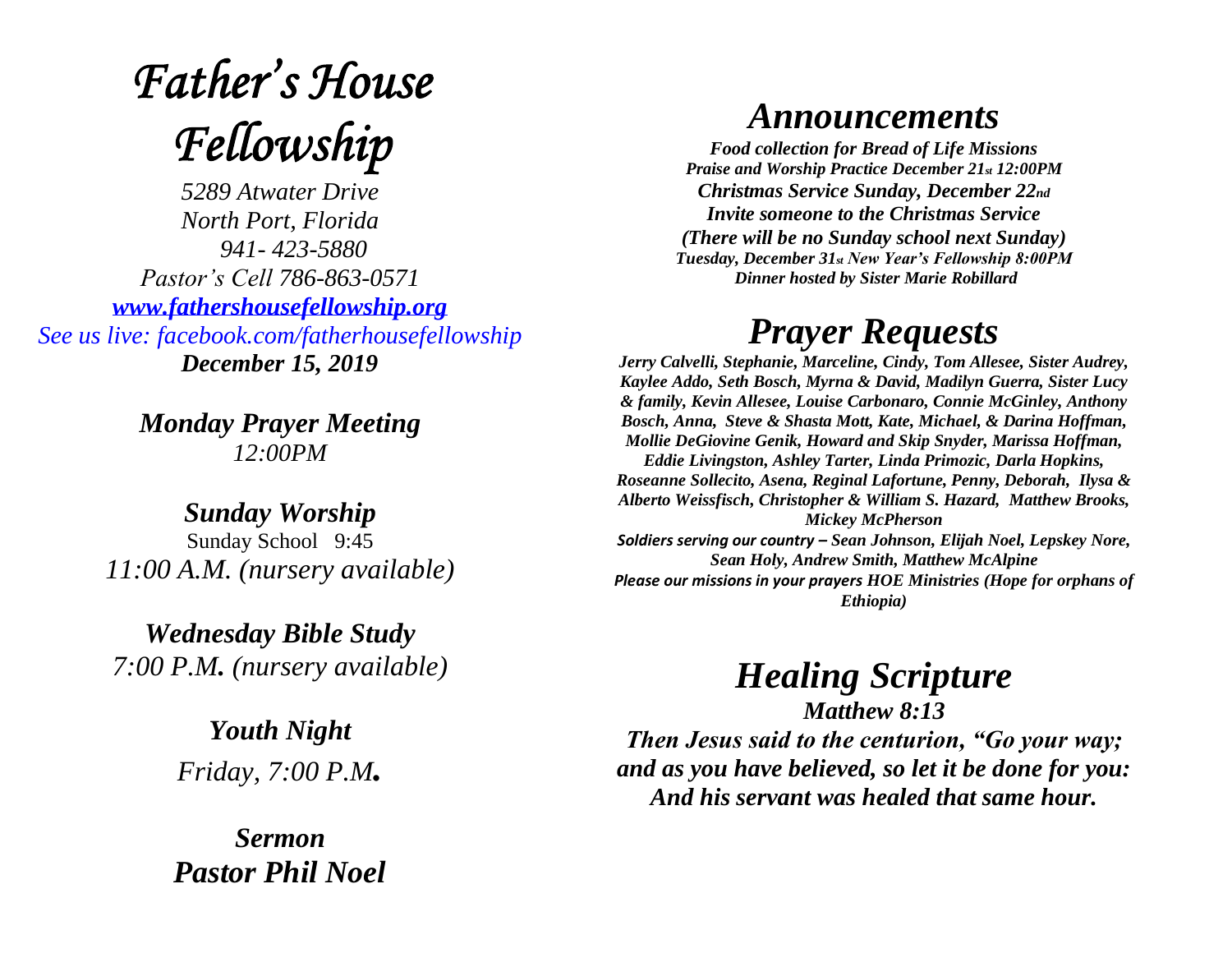# *Father's House Fellowship*

*5289 Atwater Drive*
*North Port, Florida*
*941- 423-5880*
*Pastor's Cell 786-863-0571*
*[www.fathershousefellowship.org](http://www.fathershousefellowship.org)*
*See us live: facebook.com/fatherhousefellowship*
***December 15, 2019***

***Monday Prayer Meeting***
*12:00PM*

***Sunday Worship***
Sunday School 9:45
*11:00 A.M. (nursery available)*

***Wednesday Bible Study***
*7:00 P.M. (nursery available)*

***Youth Night***
*Friday, 7:00 P.M.*

***Sermon***
***Pastor Phil Noel***

## *Announcements*

***Food collection for Bread of Life Missions***
***Praise and Worship Practice December 21st 12:00PM***
***Christmas Service Sunday, December 22nd***
***Invite someone to the Christmas Service***
***(There will be no Sunday school next Sunday)***
***Tuesday, December 31st New Year's Fellowship 8:00PM***
***Dinner hosted by Sister Marie Robillard***

## *Prayer Requests*

***Jerry Calvelli, Stephanie, Marceline, Cindy, Tom Allesee, Sister Audrey, Kaylee Addo, Seth Bosch, Myrna & David, Madilyn Guerra, Sister Lucy & family, Kevin Allesee, Louise Carbonaro, Connie McGinley, Anthony Bosch, Anna, Steve & Shasta Mott, Kate, Michael, & Darina Hoffman, Mollie DeGiovine Genik, Howard and Skip Snyder, Marissa Hoffman, Eddie Livingston, Ashley Tarter, Linda Primozic, Darla Hopkins, Roseanne Sollecito, Asena, Reginal Lafortune, Penny, Deborah, Ilysa & Alberto Weissfisch, Christopher & William S. Hazard, Matthew Brooks, Mickey McPherson***

***Soldiers serving our country – Sean Johnson, Elijah Noel, Lepskey Nore, Sean Holy, Andrew Smith, Matthew McAlpine***

***Please our missions in your prayers HOE Ministries (Hope for orphans of Ethiopia)***

## *Healing Scripture*

***Matthew 8:13***

***Then Jesus said to the centurion, "Go your way; and as you have believed, so let it be done for you: And his servant was healed that same hour.***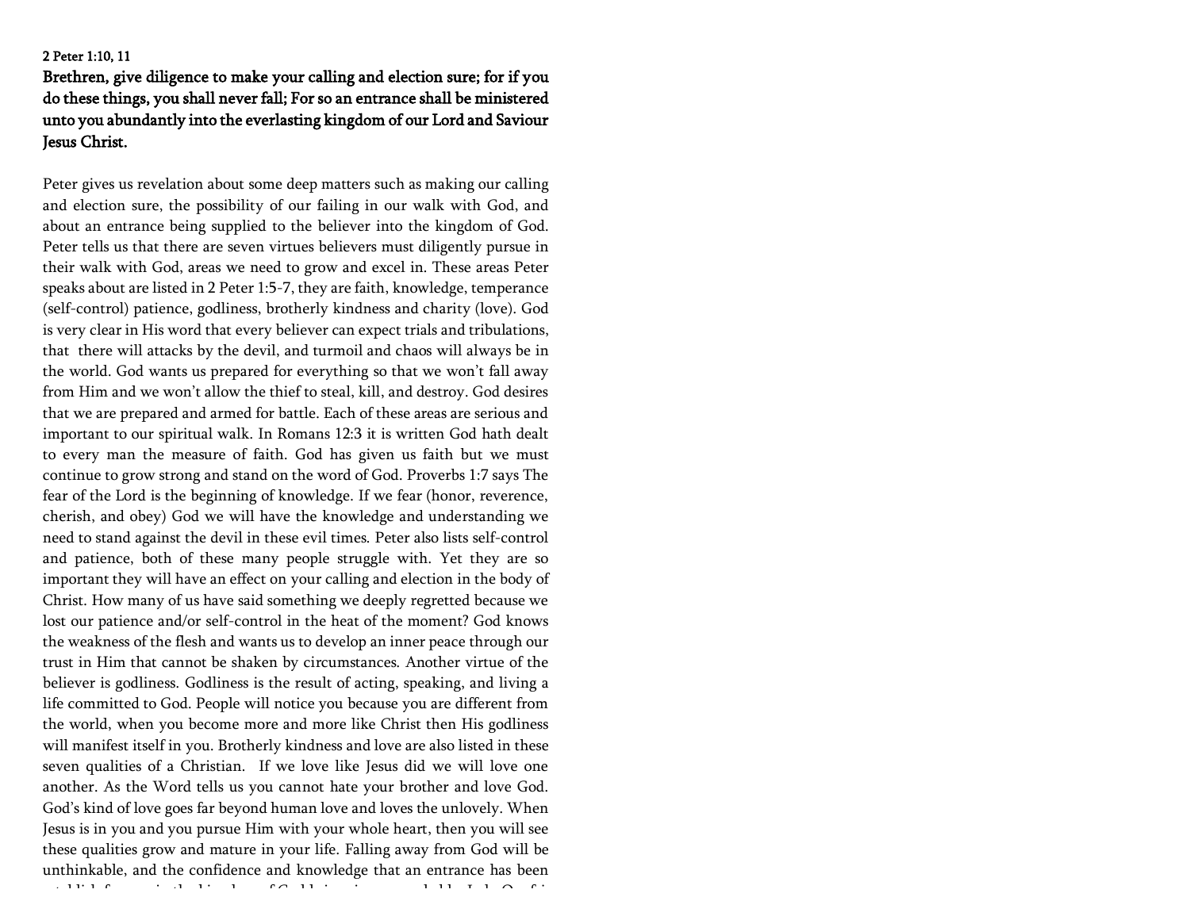**2 Peter 1:10, 11**

**Brethren, give diligence to make your calling and election sure; for if you do these things, you shall never fall; For so an entrance shall be ministered unto you abundantly into the everlasting kingdom of our Lord and Saviour Jesus Christ.**

Peter gives us revelation about some deep matters such as making our calling and election sure, the possibility of our failing in our walk with God, and about an entrance being supplied to the believer into the kingdom of God. Peter tells us that there are seven virtues believers must diligently pursue in their walk with God, areas we need to grow and excel in. These areas Peter speaks about are listed in 2 Peter 1:5-7, they are faith, knowledge, temperance (self-control) patience, godliness, brotherly kindness and charity (love). God is very clear in His word that every believer can expect trials and tribulations, that there will attacks by the devil, and turmoil and chaos will always be in the world. God wants us prepared for everything so that we won't fall away from Him and we won't allow the thief to steal, kill, and destroy. God desires that we are prepared and armed for battle. Each of these areas are serious and important to our spiritual walk. In Romans 12:3 it is written God hath dealt to every man the measure of faith. God has given us faith but we must continue to grow strong and stand on the word of God. Proverbs 1:7 says The fear of the Lord is the beginning of knowledge. If we fear (honor, reverence, cherish, and obey) God we will have the knowledge and understanding we need to stand against the devil in these evil times. Peter also lists self-control and patience, both of these many people struggle with. Yet they are so important they will have an effect on your calling and election in the body of Christ. How many of us have said something we deeply regretted because we lost our patience and/or self-control in the heat of the moment? God knows the weakness of the flesh and wants us to develop an inner peace through our trust in Him that cannot be shaken by circumstances. Another virtue of the believer is godliness. Godliness is the result of acting, speaking, and living a life committed to God. People will notice you because you are different from the world, when you become more and more like Christ then His godliness will manifest itself in you. Brotherly kindness and love are also listed in these seven qualities of a Christian. If we love like Jesus did we will love one another. As the Word tells us you cannot hate your brother and love God. God's kind of love goes far beyond human love and loves the unlovely. When Jesus is in you and you pursue Him with your whole heart, then you will see these qualities grow and mature in your life. Falling away from God will be unthinkable, and the confidence and knowledge that an entrance has been